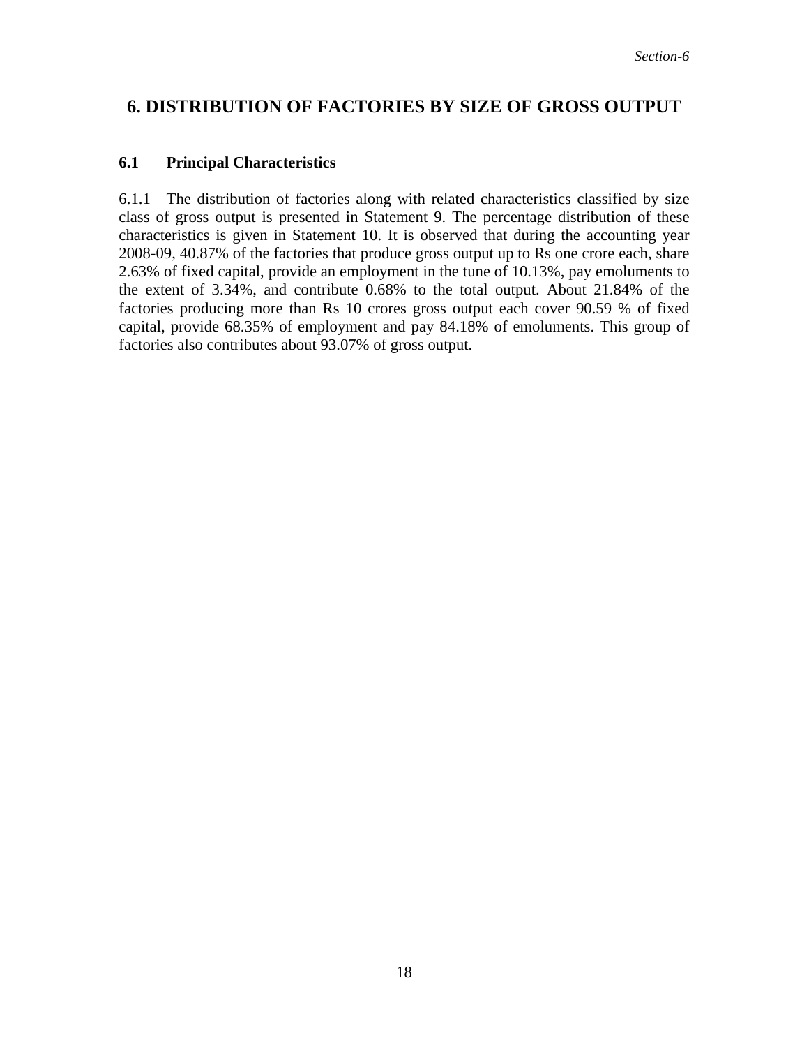# 6. DISTRIBUTION OF FACTORIES BY SIZE OF GROSS OUTPUT

## 6.1 Principal Characteristics

6.1.1 The distribution of factories along with related characteristics classified by size class of gross output is presented in Statement 9. The percentage distribution of these characteristics is given in Statement 10. It is observed that during the accounting year 2008-09, 40.87% of the factories that produce gross output up to Rs one crore each, share 2.63% of fixed capital, provide an employment in the tune of 10.13%, pay emoluments to the extent of 3.34%, and contribute 0.68% to the total output. About 21.84% of the factories producing more than Rs 10 crores gross output each cover 90.59 % of fixed capital, provide 68.35% of employment and pay 84.18% of emoluments. This group of factories also contributes about 93.07% of gross output.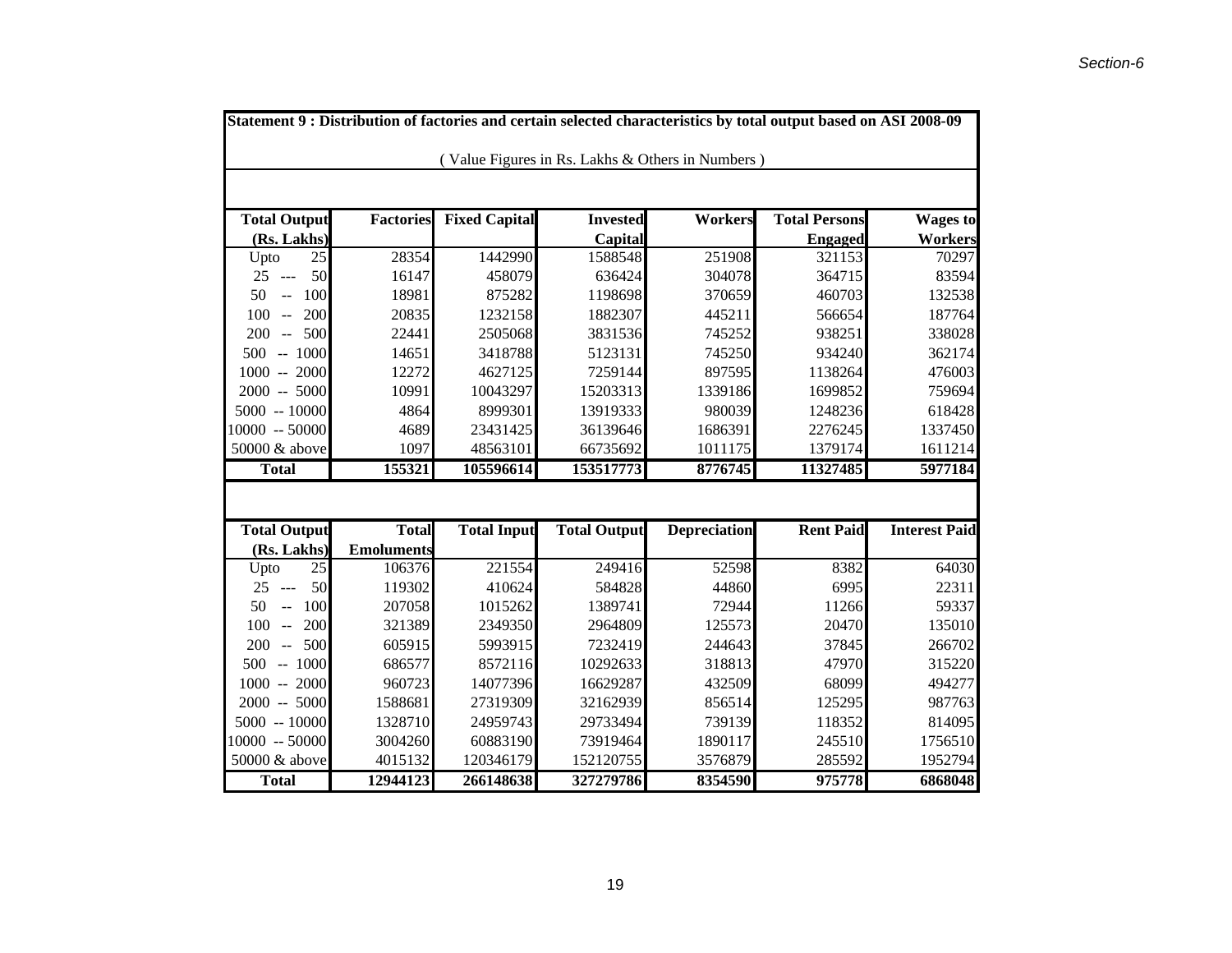**Statement 9 : Distribution of factories and certain selected characteristics by total output based on ASI 2008-09**

( Value Figures in Rs. Lakhs & Others in Numbers )

| Total Output (Rs. Lakhs) | Factories | Fixed Capital | Invested Capital | Workers | Total Persons Engaged | Wages to Workers |
|---|---|---|---|---|---|---|
| Upto 25 | 28354 | 1442990 | 1588548 | 251908 | 321153 | 70297 |
| 25 --- 50 | 16147 | 458079 | 636424 | 304078 | 364715 | 83594 |
| 50 -- 100 | 18981 | 875282 | 1198698 | 370659 | 460703 | 132538 |
| 100 -- 200 | 20835 | 1232158 | 1882307 | 445211 | 566654 | 187764 |
| 200 -- 500 | 22441 | 2505068 | 3831536 | 745252 | 938251 | 338028 |
| 500 -- 1000 | 14651 | 3418788 | 5123131 | 745250 | 934240 | 362174 |
| 1000 -- 2000 | 12272 | 4627125 | 7259144 | 897595 | 1138264 | 476003 |
| 2000 -- 5000 | 10991 | 10043297 | 15203313 | 1339186 | 1699852 | 759694 |
| 5000 -- 10000 | 4864 | 8999301 | 13919333 | 980039 | 1248236 | 618428 |
| 10000 -- 50000 | 4689 | 23431425 | 36139646 | 1686391 | 2276245 | 1337450 |
| 50000 & above | 1097 | 48563101 | 66735692 | 1011175 | 1379174 | 1611214 |
| **Total** | **155321** | **105596614** | **153517773** | **8776745** | **11327485** | **5977184** |

| Total Output (Rs. Lakhs) | Total Emoluments | Total Input | Total Output | Depreciation | Rent Paid | Interest Paid |
|---|---|---|---|---|---|---|
| Upto 25 | 106376 | 221554 | 249416 | 52598 | 8382 | 64030 |
| 25 --- 50 | 119302 | 410624 | 584828 | 44860 | 6995 | 22311 |
| 50 -- 100 | 207058 | 1015262 | 1389741 | 72944 | 11266 | 59337 |
| 100 -- 200 | 321389 | 2349350 | 2964809 | 125573 | 20470 | 135010 |
| 200 -- 500 | 605915 | 5993915 | 7232419 | 244643 | 37845 | 266702 |
| 500 -- 1000 | 686577 | 8572116 | 10292633 | 318813 | 47970 | 315220 |
| 1000 -- 2000 | 960723 | 14077396 | 16629287 | 432509 | 68099 | 494277 |
| 2000 -- 5000 | 1588681 | 27319309 | 32162939 | 856514 | 125295 | 987763 |
| 5000 -- 10000 | 1328710 | 24959743 | 29733494 | 739139 | 118352 | 814095 |
| 10000 -- 50000 | 3004260 | 60883190 | 73919464 | 1890117 | 245510 | 1756510 |
| 50000 & above | 4015132 | 120346179 | 152120755 | 3576879 | 285592 | 1952794 |
| **Total** | **12944123** | **266148638** | **327279786** | **8354590** | **975778** | **6868048** |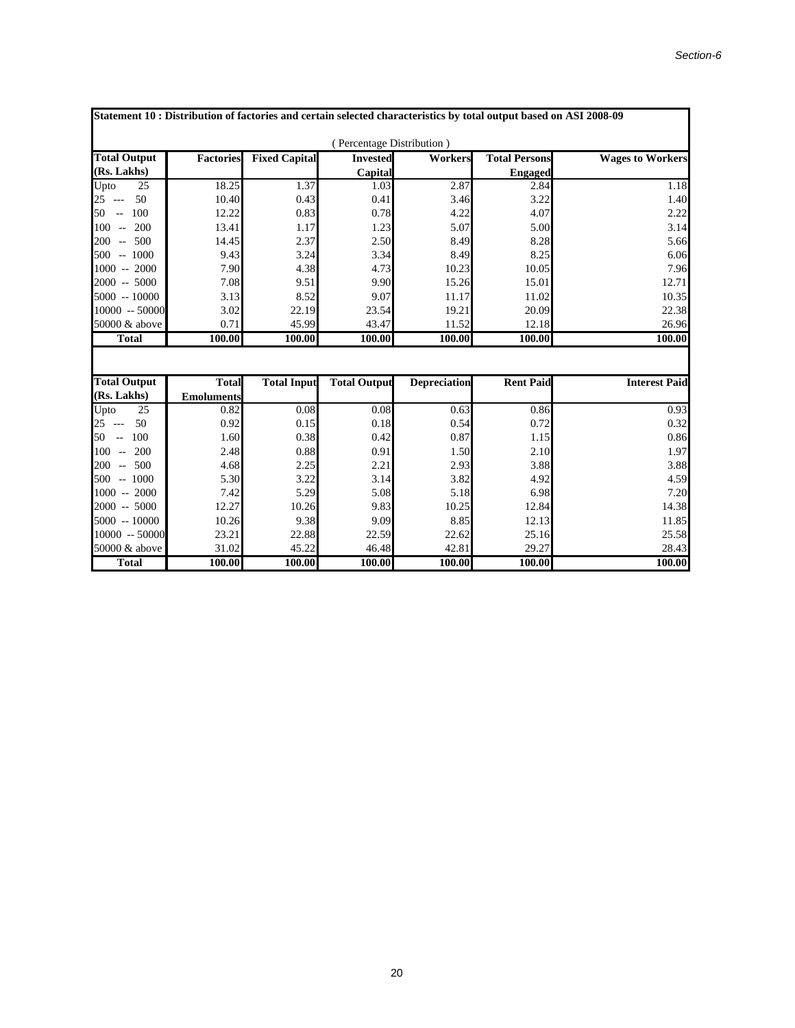**Statement 10 : Distribution of factories and certain selected characteristics by total output based on ASI 2008-09**

( Percentage Distribution )

| Total Output (Rs. Lakhs) | Factories | Fixed Capital | Invested Capital | Workers | Total Persons Engaged | Wages to Workers |
|---|---|---|---|---|---|---|
| Upto 25 | 18.25 | 1.37 | 1.03 | 2.87 | 2.84 | 1.18 |
| 25 --- 50 | 10.40 | 0.43 | 0.41 | 3.46 | 3.22 | 1.40 |
| 50 -- 100 | 12.22 | 0.83 | 0.78 | 4.22 | 4.07 | 2.22 |
| 100 -- 200 | 13.41 | 1.17 | 1.23 | 5.07 | 5.00 | 3.14 |
| 200 -- 500 | 14.45 | 2.37 | 2.50 | 8.49 | 8.28 | 5.66 |
| 500 -- 1000 | 9.43 | 3.24 | 3.34 | 8.49 | 8.25 | 6.06 |
| 1000 -- 2000 | 7.90 | 4.38 | 4.73 | 10.23 | 10.05 | 7.96 |
| 2000 -- 5000 | 7.08 | 9.51 | 9.90 | 15.26 | 15.01 | 12.71 |
| 5000 -- 10000 | 3.13 | 8.52 | 9.07 | 11.17 | 11.02 | 10.35 |
| 10000 -- 50000 | 3.02 | 22.19 | 23.54 | 19.21 | 20.09 | 22.38 |
| 50000 & above | 0.71 | 45.99 | 43.47 | 11.52 | 12.18 | 26.96 |
| **Total** | **100.00** | **100.00** | **100.00** | **100.00** | **100.00** | **100.00** |

| Total Output (Rs. Lakhs) | Total Emoluments | Total Input | Total Output | Depreciation | Rent Paid | Interest Paid |
|---|---|---|---|---|---|---|
| Upto 25 | 0.82 | 0.08 | 0.08 | 0.63 | 0.86 | 0.93 |
| 25 --- 50 | 0.92 | 0.15 | 0.18 | 0.54 | 0.72 | 0.32 |
| 50 -- 100 | 1.60 | 0.38 | 0.42 | 0.87 | 1.15 | 0.86 |
| 100 -- 200 | 2.48 | 0.88 | 0.91 | 1.50 | 2.10 | 1.97 |
| 200 -- 500 | 4.68 | 2.25 | 2.21 | 2.93 | 3.88 | 3.88 |
| 500 -- 1000 | 5.30 | 3.22 | 3.14 | 3.82 | 4.92 | 4.59 |
| 1000 -- 2000 | 7.42 | 5.29 | 5.08 | 5.18 | 6.98 | 7.20 |
| 2000 -- 5000 | 12.27 | 10.26 | 9.83 | 10.25 | 12.84 | 14.38 |
| 5000 -- 10000 | 10.26 | 9.38 | 9.09 | 8.85 | 12.13 | 11.85 |
| 10000 -- 50000 | 23.21 | 22.88 | 22.59 | 22.62 | 25.16 | 25.58 |
| 50000 & above | 31.02 | 45.22 | 46.48 | 42.81 | 29.27 | 28.43 |
| **Total** | **100.00** | **100.00** | **100.00** | **100.00** | **100.00** | **100.00** |